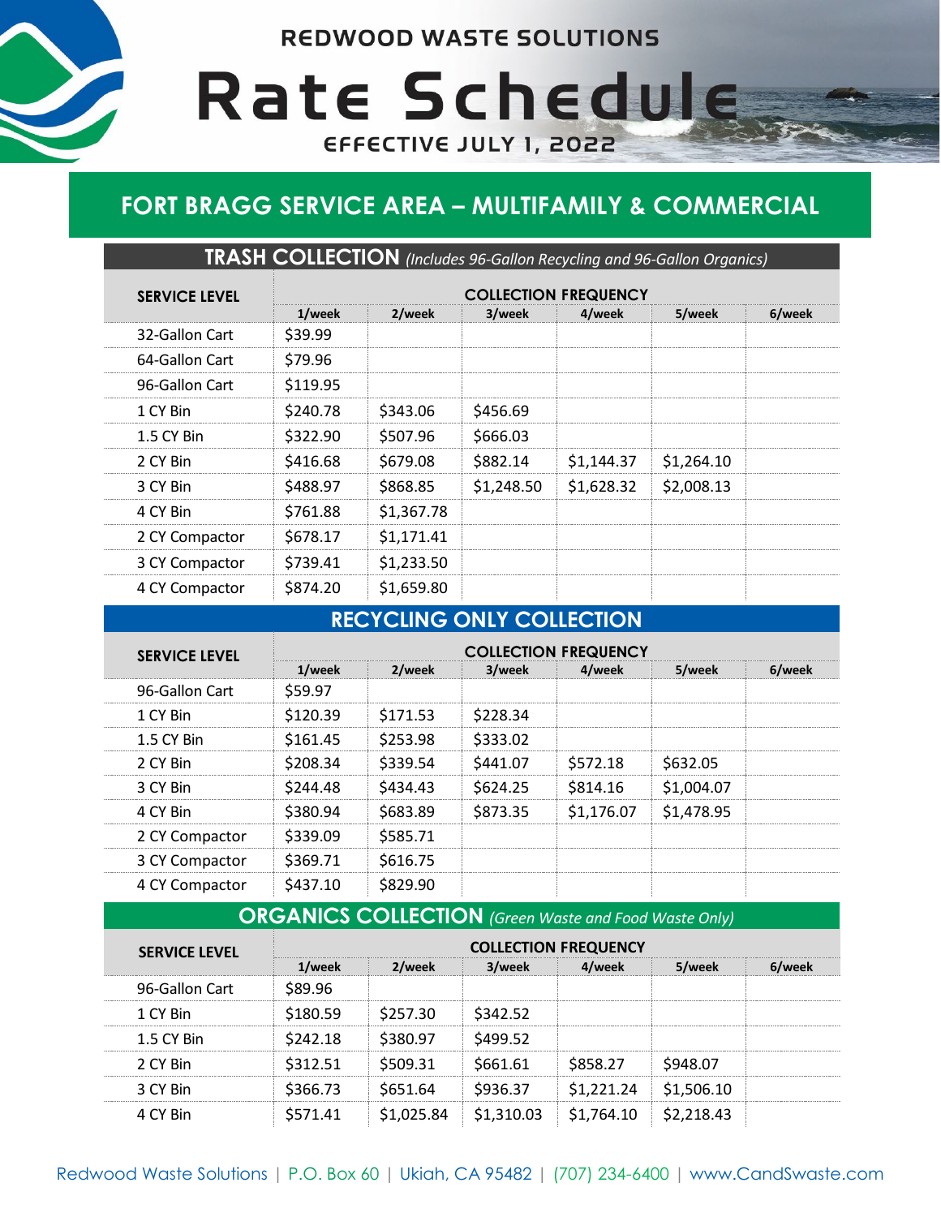REDWOOD WASTE SOLUTIONS

# Rate Schedule

EFFECTIVE JULY 1, 2022

## FORT BRAGG SERVICE AREA – MULTIFAMILY & COMMERCIAL

### TRASH COLLECTION *(Includes 96-Gallon Recycling and 96-Gallon Organics)*

| SERVICE LEVEL | COLLECTION FREQUENCY | | | | | |
|---|---|---|---|---|---|---|
| | 1/week | 2/week | 3/week | 4/week | 5/week | 6/week |
| 32-Gallon Cart | $39.99 | | | | | |
| 64-Gallon Cart | $79.96 | | | | | |
| 96-Gallon Cart | $119.95 | | | | | |
| 1 CY Bin | $240.78 | $343.06 | $456.69 | | | |
| 1.5 CY Bin | $322.90 | $507.96 | $666.03 | | | |
| 2 CY Bin | $416.68 | $679.08 | $882.14 | $1,144.37 | $1,264.10 | |
| 3 CY Bin | $488.97 | $868.85 | $1,248.50 | $1,628.32 | $2,008.13 | |
| 4 CY Bin | $761.88 | $1,367.78 | | | | |
| 2 CY Compactor | $678.17 | $1,171.41 | | | | |
| 3 CY Compactor | $739.41 | $1,233.50 | | | | |
| 4 CY Compactor | $874.20 | $1,659.80 | | | | |

### RECYCLING ONLY COLLECTION

| SERVICE LEVEL | COLLECTION FREQUENCY | | | | | |
|---|---|---|---|---|---|---|
| | 1/week | 2/week | 3/week | 4/week | 5/week | 6/week |
| 96-Gallon Cart | $59.97 | | | | | |
| 1 CY Bin | $120.39 | $171.53 | $228.34 | | | |
| 1.5 CY Bin | $161.45 | $253.98 | $333.02 | | | |
| 2 CY Bin | $208.34 | $339.54 | $441.07 | $572.18 | $632.05 | |
| 3 CY Bin | $244.48 | $434.43 | $624.25 | $814.16 | $1,004.07 | |
| 4 CY Bin | $380.94 | $683.89 | $873.35 | $1,176.07 | $1,478.95 | |
| 2 CY Compactor | $339.09 | $585.71 | | | | |
| 3 CY Compactor | $369.71 | $616.75 | | | | |
| 4 CY Compactor | $437.10 | $829.90 | | | | |

### ORGANICS COLLECTION *(Green Waste and Food Waste Only)*

| SERVICE LEVEL | COLLECTION FREQUENCY | | | | | |
|---|---|---|---|---|---|---|
| | 1/week | 2/week | 3/week | 4/week | 5/week | 6/week |
| 96-Gallon Cart | $89.96 | | | | | |
| 1 CY Bin | $180.59 | $257.30 | $342.52 | | | |
| 1.5 CY Bin | $242.18 | $380.97 | $499.52 | | | |
| 2 CY Bin | $312.51 | $509.31 | $661.61 | $858.27 | $948.07 | |
| 3 CY Bin | $366.73 | $651.64 | $936.37 | $1,221.24 | $1,506.10 | |
| 4 CY Bin | $571.41 | $1,025.84 | $1,310.03 | $1,764.10 | $2,218.43 | |

Redwood Waste Solutions | P.O. Box 60 | Ukiah, CA 95482 | (707) 234-6400 | www.CandSwaste.com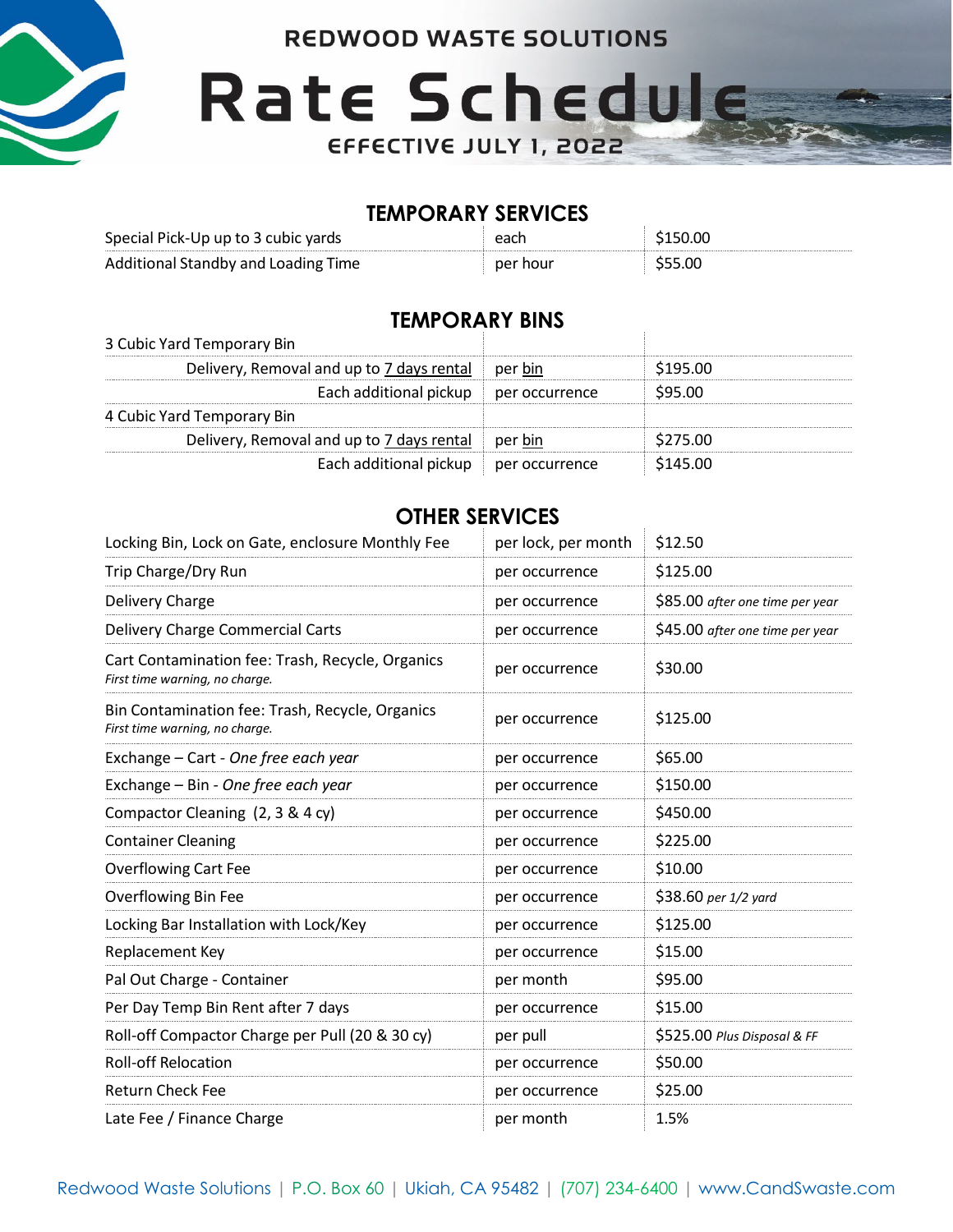REDWOOD WASTE SOLUTIONS

# Rate Schedule

EFFECTIVE JULY 1, 2022

## TEMPORARY SERVICES

| | | |
|---|---|---|
| Special Pick-Up up to 3 cubic yards | each | $150.00 |
| Additional Standby and Loading Time | per hour | $55.00 |

## TEMPORARY BINS

| | | |
|---|---|---|
| 3 Cubic Yard Temporary Bin | | |
| Delivery, Removal and up to 7 days rental | per bin | $195.00 |
| Each additional pickup | per occurrence | $95.00 |
| 4 Cubic Yard Temporary Bin | | |
| Delivery, Removal and up to 7 days rental | per bin | $275.00 |
| Each additional pickup | per occurrence | $145.00 |

## OTHER SERVICES

| | | |
|---|---|---|
| Locking Bin, Lock on Gate, enclosure Monthly Fee | per lock, per month | $12.50 |
| Trip Charge/Dry Run | per occurrence | $125.00 |
| Delivery Charge | per occurrence | $85.00 *after one time per year* |
| Delivery Charge Commercial Carts | per occurrence | $45.00 *after one time per year* |
| Cart Contamination fee: Trash, Recycle, Organics *First time warning, no charge.* | per occurrence | $30.00 |
| Bin Contamination fee: Trash, Recycle, Organics *First time warning, no charge.* | per occurrence | $125.00 |
| Exchange – Cart - *One free each year* | per occurrence | $65.00 |
| Exchange – Bin - *One free each year* | per occurrence | $150.00 |
| Compactor Cleaning (2, 3 & 4 cy) | per occurrence | $450.00 |
| Container Cleaning | per occurrence | $225.00 |
| Overflowing Cart Fee | per occurrence | $10.00 |
| Overflowing Bin Fee | per occurrence | $38.60 *per 1/2 yard* |
| Locking Bar Installation with Lock/Key | per occurrence | $125.00 |
| Replacement Key | per occurrence | $15.00 |
| Pal Out Charge - Container | per month | $95.00 |
| Per Day Temp Bin Rent after 7 days | per occurrence | $15.00 |
| Roll-off Compactor Charge per Pull (20 & 30 cy) | per pull | $525.00 *Plus Disposal & FF* |
| Roll-off Relocation | per occurrence | $50.00 |
| Return Check Fee | per occurrence | $25.00 |
| Late Fee / Finance Charge | per month | 1.5% |

Redwood Waste Solutions | P.O. Box 60 | Ukiah, CA 95482 | (707) 234-6400 | www.CandSwaste.com